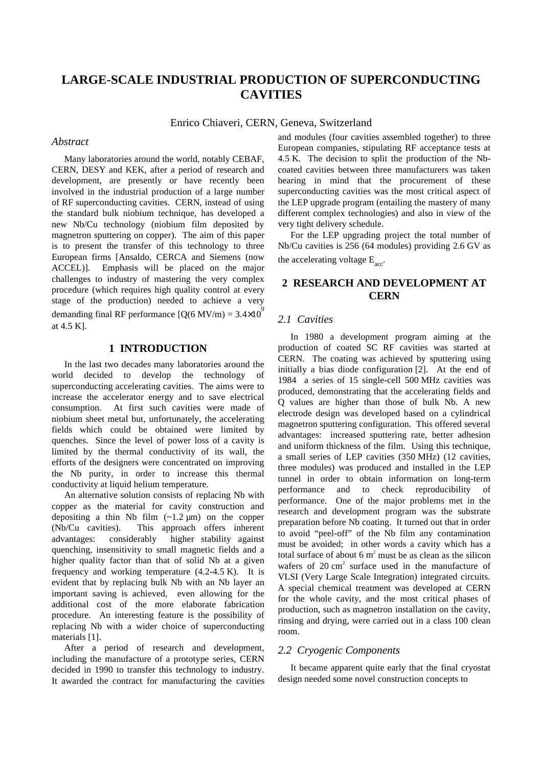# LARGE-SCALE INDUSTRIAL PRODUCTION OF SUPERCONDUCTING CAVITIES

Enrico Chiaveri, CERN, Geneva, Switzerland

### *Abstract*

Many laboratories around the world, notably CEBAF, CERN, DESY and KEK, after a period of research and development, are presently or have recently been involved in the industrial production of a large number of RF superconducting cavities. CERN, instead of using the standard bulk niobium technique, has developed a new Nb/Cu technology (niobium film deposited by magnetron sputtering on copper). The aim of this paper is to present the transfer of this technology to three European firms [Ansaldo, CERCA and Siemens (now ACCEL)]. Emphasis will be placed on the major challenges to industry of mastering the very complex procedure (which requires high quality control at every stage of the production) needed to achieve a very demanding final RF performance [Q(6 MV/m) = $3.4\times10^{9}$ at 4.5 K].

## 1 INTRODUCTION

In the last two decades many laboratories around the world decided to develop the technology of superconducting accelerating cavities. The aims were to increase the accelerator energy and to save electrical consumption. At first such cavities were made of niobium sheet metal but, unfortunately, the accelerating fields which could be obtained were limited by quenches. Since the level of power loss of a cavity is limited by the thermal conductivity of its wall, the efforts of the designers were concentrated on improving the Nb purity, in order to increase this thermal conductivity at liquid helium temperature.

An alternative solution consists of replacing Nb with copper as the material for cavity construction and depositing a thin Nb film (~1.2 µm) on the copper (Nb/Cu cavities). This approach offers inherent advantages: considerably higher stability against quenching, insensitivity to small magnetic fields and a higher quality factor than that of solid Nb at a given frequency and working temperature (4.2-4.5 K). It is evident that by replacing bulk Nb with an Nb layer an important saving is achieved, even allowing for the additional cost of the more elaborate fabrication procedure. An interesting feature is the possibility of replacing Nb with a wider choice of superconducting materials [1].

After a period of research and development, including the manufacture of a prototype series, CERN decided in 1990 to transfer this technology to industry. It awarded the contract for manufacturing the cavities and modules (four cavities assembled together) to three European companies, stipulating RF acceptance tests at 4.5 K. The decision to split the production of the Nb-coated cavities between three manufacturers was taken bearing in mind that the procurement of these superconducting cavities was the most critical aspect of the LEP upgrade program (entailing the mastery of many different complex technologies) and also in view of the very tight delivery schedule.

For the LEP upgrading project the total number of Nb/Cu cavities is 256 (64 modules) providing 2.6 GV as the accelerating voltage $E_{acc}$.

## 2 RESEARCH AND DEVELOPMENT AT CERN

### *2.1 Cavities*

In 1980 a development program aiming at the production of coated SC RF cavities was started at CERN. The coating was achieved by sputtering using initially a bias diode configuration [2]. At the end of 1984 a series of 15 single-cell 500 MHz cavities was produced, demonstrating that the accelerating fields and Q values are higher than those of bulk Nb. A new electrode design was developed based on a cylindrical magnetron sputtering configuration. This offered several advantages: increased sputtering rate, better adhesion and uniform thickness of the film. Using this technique, a small series of LEP cavities (350 MHz) (12 cavities, three modules) was produced and installed in the LEP tunnel in order to obtain information on long-term performance and to check reproducibility of performance. One of the major problems met in the research and development program was the substrate preparation before Nb coating. It turned out that in order to avoid "peel-off" of the Nb film any contamination must be avoided; in other words a cavity which has a total surface of about 6 $m^2$ must be as clean as the silicon wafers of 20 $cm^2$ surface used in the manufacture of VLSI (Very Large Scale Integration) integrated circuits. A special chemical treatment was developed at CERN for the whole cavity, and the most critical phases of production, such as magnetron installation on the cavity, rinsing and drying, were carried out in a class 100 clean room.

### *2.2 Cryogenic Components*

It became apparent quite early that the final cryostat design needed some novel construction concepts to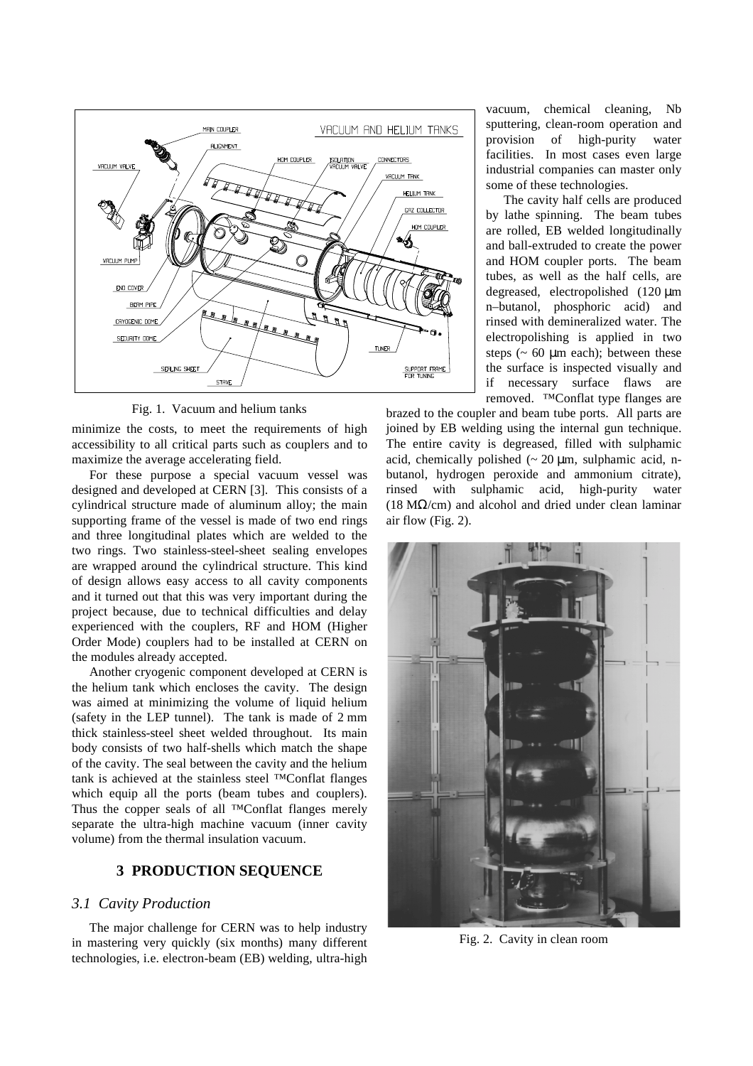Fig. 1. Vacuum and helium tanks

minimize the costs, to meet the requirements of high accessibility to all critical parts such as couplers and to maximize the average accelerating field.

For these purpose a special vacuum vessel was designed and developed at CERN [3]. This consists of a cylindrical structure made of aluminum alloy; the main supporting frame of the vessel is made of two end rings and three longitudinal plates which are welded to the two rings. Two stainless-steel-sheet sealing envelopes are wrapped around the cylindrical structure. This kind of design allows easy access to all cavity components and it turned out that this was very important during the project because, due to technical difficulties and delay experienced with the couplers, RF and HOM (Higher Order Mode) couplers had to be installed at CERN on the modules already accepted.

Another cryogenic component developed at CERN is the helium tank which encloses the cavity. The design was aimed at minimizing the volume of liquid helium (safety in the LEP tunnel). The tank is made of 2 mm thick stainless-steel sheet welded throughout. Its main body consists of two half-shells which match the shape of the cavity. The seal between the cavity and the helium tank is achieved at the stainless steel ™Conflat flanges which equip all the ports (beam tubes and couplers). Thus the copper seals of all ™Conflat flanges merely separate the ultra-high machine vacuum (inner cavity volume) from the thermal insulation vacuum.

## 3 PRODUCTION SEQUENCE

### *3.1 Cavity Production*

The major challenge for CERN was to help industry in mastering very quickly (six months) many different technologies, i.e. electron-beam (EB) welding, ultra-high vacuum, chemical cleaning, Nb sputtering, clean-room operation and provision of high-purity water facilities. In most cases even large industrial companies can master only some of these technologies.

The cavity half cells are produced by lathe spinning. The beam tubes are rolled, EB welded longitudinally and ball-extruded to create the power and HOM coupler ports. The beam tubes, as well as the half cells, are degreased, electropolished (120 μm n–butanol, phosphoric acid) and rinsed with demineralized water. The electropolishing is applied in two steps (~ 60 μm each); between these the surface is inspected visually and if necessary surface flaws are removed. ™Conflat type flanges are brazed to the coupler and beam tube ports. All parts are joined by EB welding using the internal gun technique. The entire cavity is degreased, filled with sulphamic acid, chemically polished (~ 20 μm, sulphamic acid, n-butanol, hydrogen peroxide and ammonium citrate), rinsed with sulphamic acid, high-purity water (18 MΩ/cm) and alcohol and dried under clean laminar air flow (Fig. 2).

Fig. 2. Cavity in clean room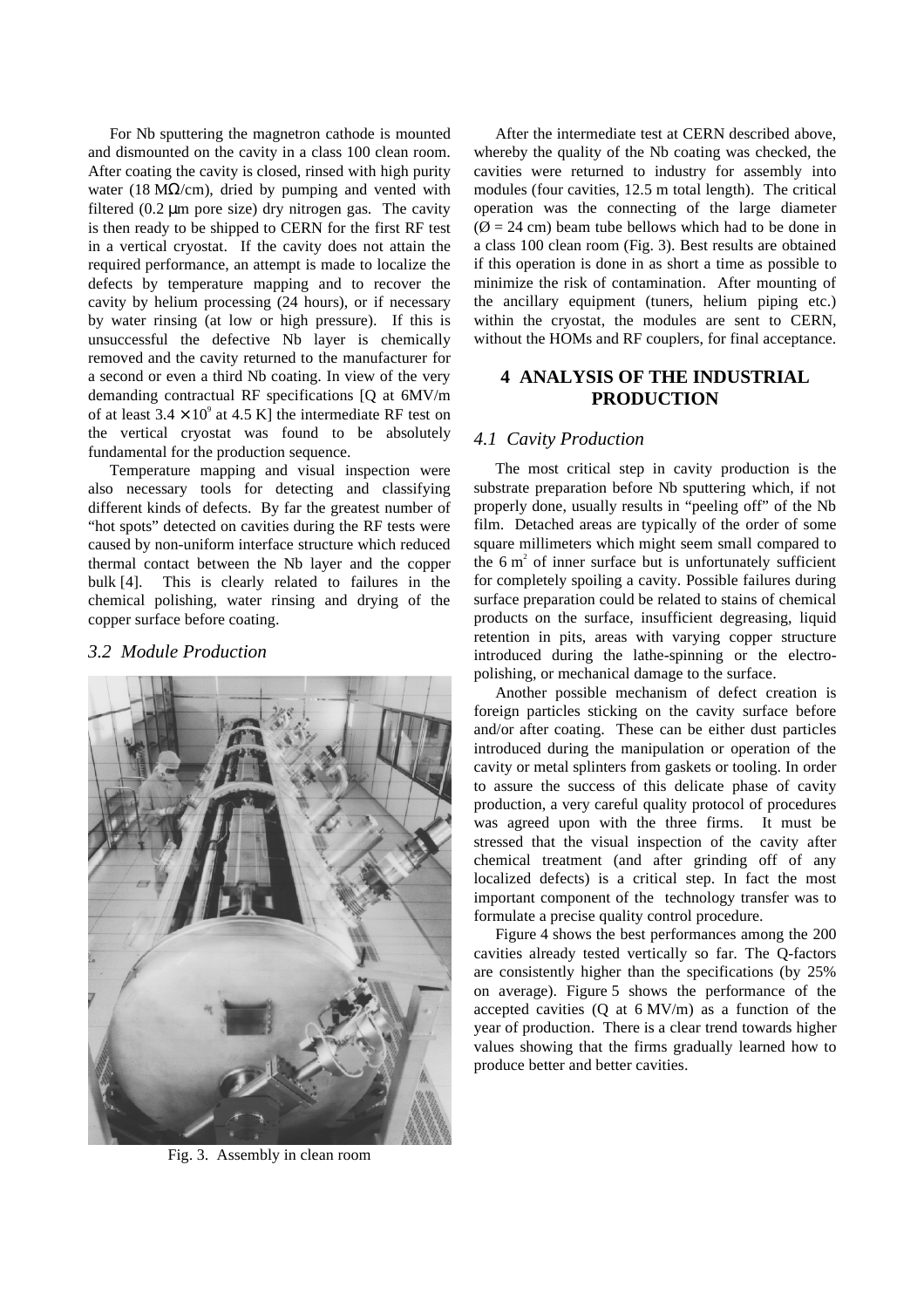For Nb sputtering the magnetron cathode is mounted and dismounted on the cavity in a class 100 clean room. After coating the cavity is closed, rinsed with high purity water (18 MΩ/cm), dried by pumping and vented with filtered (0.2 μm pore size) dry nitrogen gas. The cavity is then ready to be shipped to CERN for the first RF test in a vertical cryostat. If the cavity does not attain the required performance, an attempt is made to localize the defects by temperature mapping and to recover the cavity by helium processing (24 hours), or if necessary by water rinsing (at low or high pressure). If this is unsuccessful the defective Nb layer is chemically removed and the cavity returned to the manufacturer for a second or even a third Nb coating. In view of the very demanding contractual RF specifications [Q at 6MV/m of at least $3.4 \times 10^9$ at 4.5 K] the intermediate RF test on the vertical cryostat was found to be absolutely fundamental for the production sequence.

Temperature mapping and visual inspection were also necessary tools for detecting and classifying different kinds of defects. By far the greatest number of "hot spots" detected on cavities during the RF tests were caused by non-uniform interface structure which reduced thermal contact between the Nb layer and the copper bulk [4]. This is clearly related to failures in the chemical polishing, water rinsing and drying of the copper surface before coating.

### *3.2 Module Production*

Fig. 3. Assembly in clean room

After the intermediate test at CERN described above, whereby the quality of the Nb coating was checked, the cavities were returned to industry for assembly into modules (four cavities, 12.5 m total length). The critical operation was the connecting of the large diameter (Ø = 24 cm) beam tube bellows which had to be done in a class 100 clean room (Fig. 3). Best results are obtained if this operation is done in as short a time as possible to minimize the risk of contamination. After mounting of the ancillary equipment (tuners, helium piping etc.) within the cryostat, the modules are sent to CERN, without the HOMs and RF couplers, for final acceptance.

## 4 ANALYSIS OF THE INDUSTRIAL PRODUCTION

### *4.1 Cavity Production*

The most critical step in cavity production is the substrate preparation before Nb sputtering which, if not properly done, usually results in "peeling off" of the Nb film. Detached areas are typically of the order of some square millimeters which might seem small compared to the 6 $m^2$ of inner surface but is unfortunately sufficient for completely spoiling a cavity. Possible failures during surface preparation could be related to stains of chemical products on the surface, insufficient degreasing, liquid retention in pits, areas with varying copper structure introduced during the lathe-spinning or the electro-polishing, or mechanical damage to the surface.

Another possible mechanism of defect creation is foreign particles sticking on the cavity surface before and/or after coating. These can be either dust particles introduced during the manipulation or operation of the cavity or metal splinters from gaskets or tooling. In order to assure the success of this delicate phase of cavity production, a very careful quality protocol of procedures was agreed upon with the three firms. It must be stressed that the visual inspection of the cavity after chemical treatment (and after grinding off of any localized defects) is a critical step. In fact the most important component of the technology transfer was to formulate a precise quality control procedure.

Figure 4 shows the best performances among the 200 cavities already tested vertically so far. The Q-factors are consistently higher than the specifications (by 25% on average). Figure 5 shows the performance of the accepted cavities (Q at 6 MV/m) as a function of the year of production. There is a clear trend towards higher values showing that the firms gradually learned how to produce better and better cavities.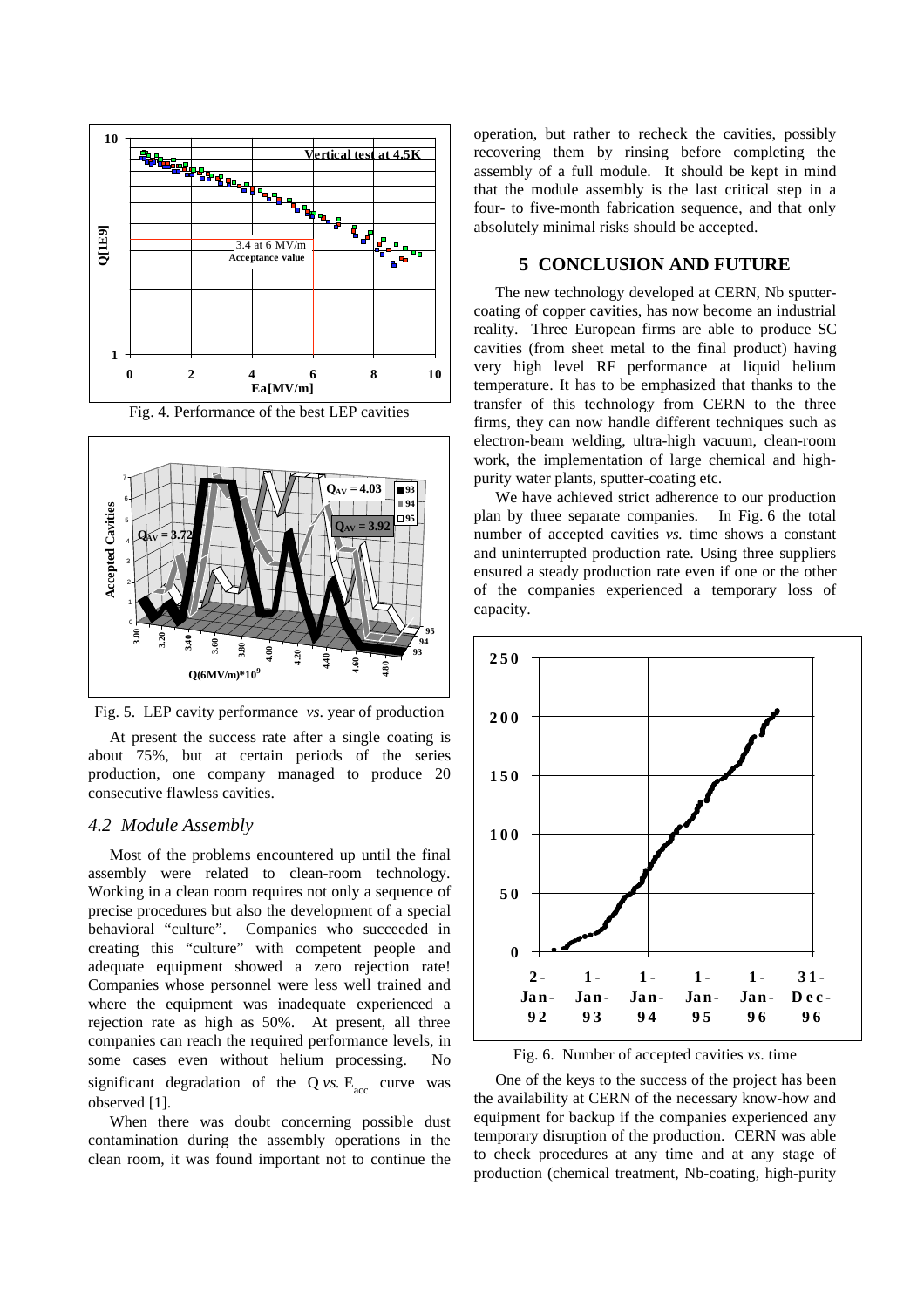Fig. 4. Performance of the best LEP cavities

Fig. 5. LEP cavity performance *vs*. year of production

At present the success rate after a single coating is about 75%, but at certain periods of the series production, one company managed to produce 20 consecutive flawless cavities.

### *4.2 Module Assembly*

Most of the problems encountered up until the final assembly were related to clean-room technology. Working in a clean room requires not only a sequence of precise procedures but also the development of a special behavioral "culture". Companies who succeeded in creating this "culture" with competent people and adequate equipment showed a zero rejection rate! Companies whose personnel were less well trained and where the equipment was inadequate experienced a rejection rate as high as 50%. At present, all three companies can reach the required performance levels, in some cases even without helium processing. No significant degradation of the Q *vs.* $E_{acc}$ curve was observed [1].

When there was doubt concerning possible dust contamination during the assembly operations in the clean room, it was found important not to continue the operation, but rather to recheck the cavities, possibly recovering them by rinsing before completing the assembly of a full module. It should be kept in mind that the module assembly is the last critical step in a four- to five-month fabrication sequence, and that only absolutely minimal risks should be accepted.

## 5 CONCLUSION AND FUTURE

The new technology developed at CERN, Nb sputter-coating of copper cavities, has now become an industrial reality. Three European firms are able to produce SC cavities (from sheet metal to the final product) having very high level RF performance at liquid helium temperature. It has to be emphasized that thanks to the transfer of this technology from CERN to the three firms, they can now handle different techniques such as electron-beam welding, ultra-high vacuum, clean-room work, the implementation of large chemical and high-purity water plants, sputter-coating etc.

We have achieved strict adherence to our production plan by three separate companies. In Fig. 6 the total number of accepted cavities *vs.* time shows a constant and uninterrupted production rate. Using three suppliers ensured a steady production rate even if one or the other of the companies experienced a temporary loss of capacity.

Fig. 6. Number of accepted cavities *vs*. time

One of the keys to the success of the project has been the availability at CERN of the necessary know-how and equipment for backup if the companies experienced any temporary disruption of the production. CERN was able to check procedures at any time and at any stage of production (chemical treatment, Nb-coating, high-purity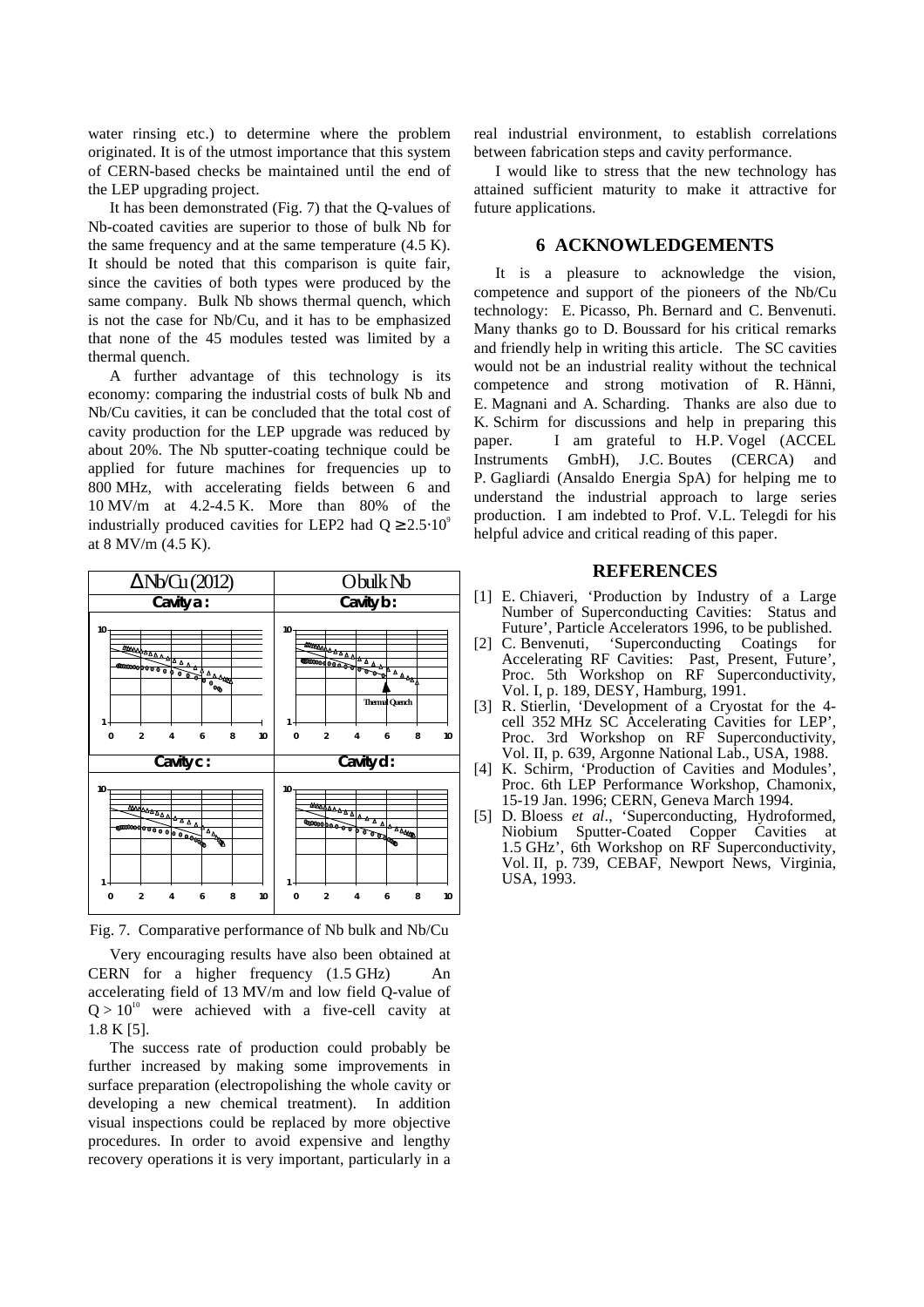water rinsing etc.) to determine where the problem originated. It is of the utmost importance that this system of CERN-based checks be maintained until the end of the LEP upgrading project.

It has been demonstrated (Fig. 7) that the Q-values of Nb-coated cavities are superior to those of bulk Nb for the same frequency and at the same temperature (4.5 K). It should be noted that this comparison is quite fair, since the cavities of both types were produced by the same company. Bulk Nb shows thermal quench, which is not the case for Nb/Cu, and it has to be emphasized that none of the 45 modules tested was limited by a thermal quench.

A further advantage of this technology is its economy: comparing the industrial costs of bulk Nb and Nb/Cu cavities, it can be concluded that the total cost of cavity production for the LEP upgrade was reduced by about 20%. The Nb sputter-coating technique could be applied for future machines for frequencies up to 800 MHz, with accelerating fields between 6 and 10 MV/m at 4.2-4.5 K. More than 80% of the industrially produced cavities for LEP2 had $Q \geq 2.5 \cdot 10^9$ at 8 MV/m (4.5 K).

Δ Nb/Cu (2012)

O bulk Nb

Cavity a :

Cavity b :

Cavity c :

Cavity d :

Thermal Quench

10

1

0 2 4 6 8 10

Fig. 7. Comparative performance of Nb bulk and Nb/Cu

Very encouraging results have also been obtained at CERN for a higher frequency (1.5 GHz) An accelerating field of 13 MV/m and low field Q-value of $Q > 10^{10}$ were achieved with a five-cell cavity at 1.8 K [5].

The success rate of production could probably be further increased by making some improvements in surface preparation (electropolishing the whole cavity or developing a new chemical treatment). In addition visual inspections could be replaced by more objective procedures. In order to avoid expensive and lengthy recovery operations it is very important, particularly in a real industrial environment, to establish correlations between fabrication steps and cavity performance.

I would like to stress that the new technology has attained sufficient maturity to make it attractive for future applications.

## 6 ACKNOWLEDGEMENTS

It is a pleasure to acknowledge the vision, competence and support of the pioneers of the Nb/Cu technology: E. Picasso, Ph. Bernard and C. Benvenuti. Many thanks go to D. Boussard for his critical remarks and friendly help in writing this article. The SC cavities would not be an industrial reality without the technical competence and strong motivation of R. Hänni, E. Magnani and A. Scharding. Thanks are also due to K. Schirm for discussions and help in preparing this paper. I am grateful to H.P. Vogel (ACCEL Instruments GmbH), J.C. Boutes (CERCA) and P. Gagliardi (Ansaldo Energia SpA) for helping me to understand the industrial approach to large series production. I am indebted to Prof. V.L. Telegdi for his helpful advice and critical reading of this paper.

## REFERENCES

[1] E. Chiaveri, 'Production by Industry of a Large Number of Superconducting Cavities: Status and Future', Particle Accelerators 1996, to be published.

[2] C. Benvenuti, 'Superconducting Coatings for Accelerating RF Cavities: Past, Present, Future', Proc. 5th Workshop on RF Superconductivity, Vol. I, p. 189, DESY, Hamburg, 1991.

[3] R. Stierlin, 'Development of a Cryostat for the 4-cell 352 MHz SC Accelerating Cavities for LEP', Proc. 3rd Workshop on RF Superconductivity, Vol. II, p. 639, Argonne National Lab., USA, 1988.

[4] K. Schirm, 'Production of Cavities and Modules', Proc. 6th LEP Performance Workshop, Chamonix, 15-19 Jan. 1996; CERN, Geneva March 1994.

[5] D. Bloess *et al*., 'Superconducting, Hydroformed, Niobium Sputter-Coated Copper Cavities at 1.5 GHz', 6th Workshop on RF Superconductivity, Vol. II, p. 739, CEBAF, Newport News, Virginia, USA, 1993.